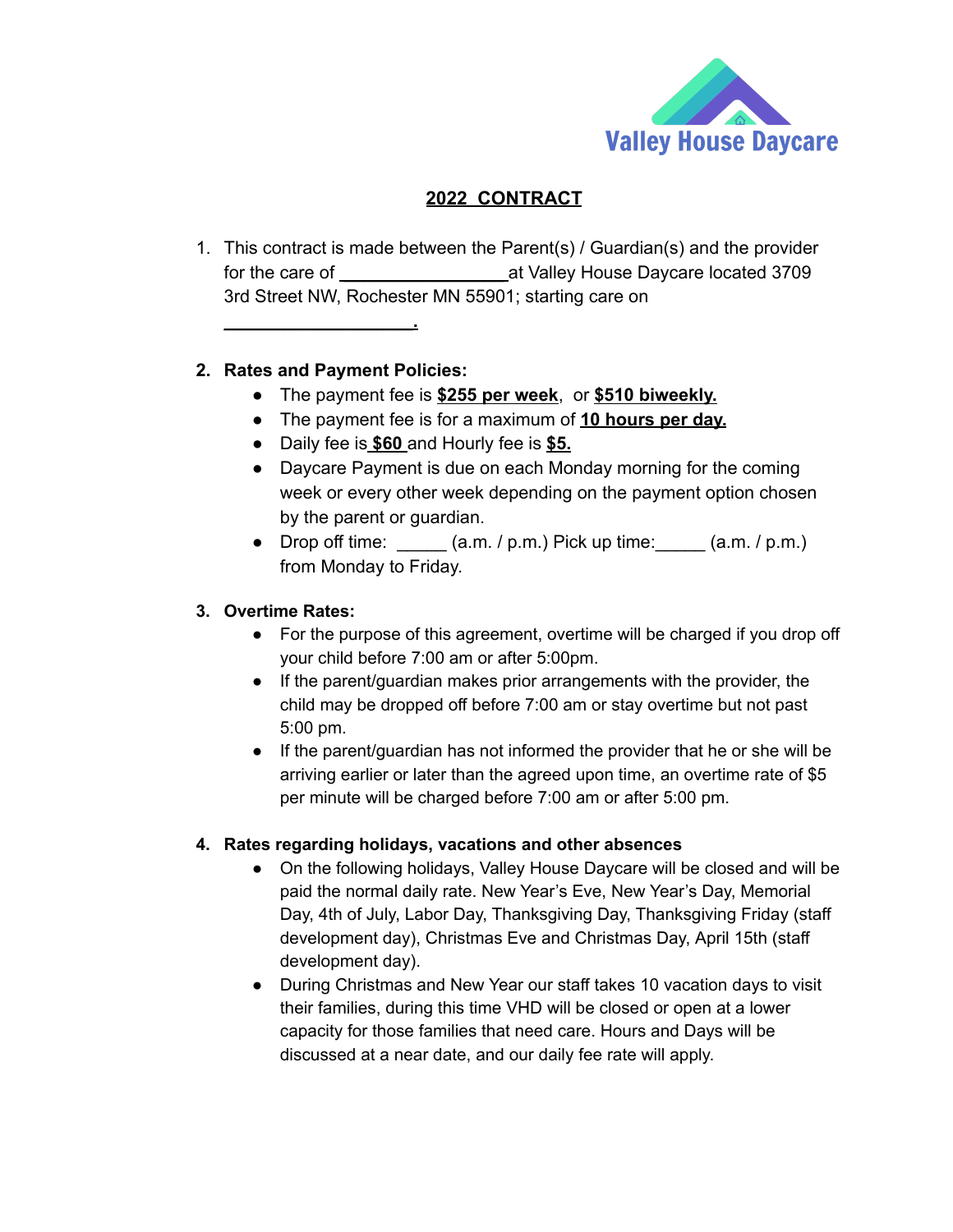Valley House Daycare

# 2022 CONTRACT

1. This contract is made between the Parent(s) / Guardian(s) and the provider for the care of \_\_\_\_\_\_\_\_\_\_\_\_\_\_\_\_\_at Valley House Daycare located 3709 3rd Street NW, Rochester MN 55901; starting care on \_\_\_\_\_\_\_\_\_\_\_\_\_\_\_\_\_\_\_\_.

2. **Rates and Payment Policies:**
   - The payment fee is **$255 per week**, or **$510 biweekly.**
   - The payment fee is for a maximum of **10 hours per day.**
   - Daily fee is **$60** and Hourly fee is **$5.**
   - Daycare Payment is due on each Monday morning for the coming week or every other week depending on the payment option chosen by the parent or guardian.
   - Drop off time: \_\_\_\_\_ (a.m. / p.m.) Pick up time:\_\_\_\_\_ (a.m. / p.m.) from Monday to Friday.

3. **Overtime Rates:**
   - For the purpose of this agreement, overtime will be charged if you drop off your child before 7:00 am or after 5:00pm.
   - If the parent/guardian makes prior arrangements with the provider, the child may be dropped off before 7:00 am or stay overtime but not past 5:00 pm.
   - If the parent/guardian has not informed the provider that he or she will be arriving earlier or later than the agreed upon time, an overtime rate of $5 per minute will be charged before 7:00 am or after 5:00 pm.

4. **Rates regarding holidays, vacations and other absences**
   - On the following holidays, Valley House Daycare will be closed and will be paid the normal daily rate. New Year's Eve, New Year's Day, Memorial Day, 4th of July, Labor Day, Thanksgiving Day, Thanksgiving Friday (staff development day), Christmas Eve and Christmas Day, April 15th (staff development day).
   - During Christmas and New Year our staff takes 10 vacation days to visit their families, during this time VHD will be closed or open at a lower capacity for those families that need care. Hours and Days will be discussed at a near date, and our daily fee rate will apply.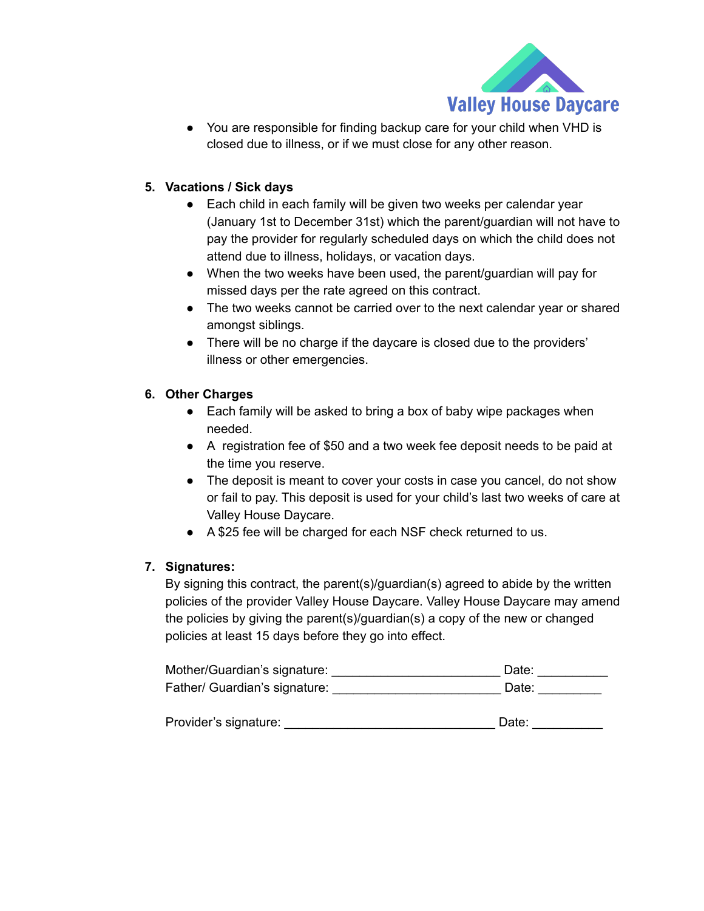Valley House Daycare

- You are responsible for finding backup care for your child when VHD is closed due to illness, or if we must close for any other reason.

5. **Vacations / Sick days**
    - Each child in each family will be given two weeks per calendar year (January 1st to December 31st) which the parent/guardian will not have to pay the provider for regularly scheduled days on which the child does not attend due to illness, holidays, or vacation days.
    - When the two weeks have been used, the parent/guardian will pay for missed days per the rate agreed on this contract.
    - The two weeks cannot be carried over to the next calendar year or shared amongst siblings.
    - There will be no charge if the daycare is closed due to the providers' illness or other emergencies.

6. **Other Charges**
    - Each family will be asked to bring a box of baby wipe packages when needed.
    - A registration fee of $50 and a two week fee deposit needs to be paid at the time you reserve.
    - The deposit is meant to cover your costs in case you cancel, do not show or fail to pay. This deposit is used for your child's last two weeks of care at Valley House Daycare.
    - A $25 fee will be charged for each NSF check returned to us.

7. **Signatures:**
   By signing this contract, the parent(s)/guardian(s) agreed to abide by the written policies of the provider Valley House Daycare. Valley House Daycare may amend the policies by giving the parent(s)/guardian(s) a copy of the new or changed policies at least 15 days before they go into effect.

   Mother/Guardian's signature: ________________________ Date: __________
   
   Father/ Guardian's signature: ________________________ Date: _________

   Provider's signature: ______________________________ Date: __________